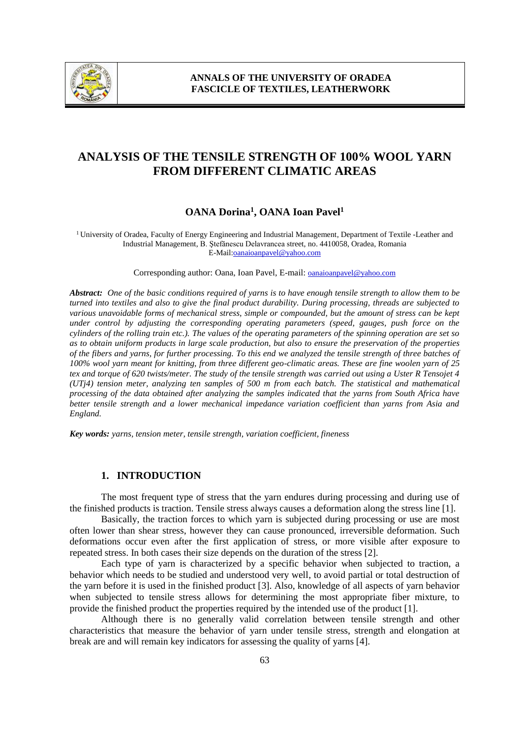# ANALYSIS OF THE TENSILE STRENGTH OF 100% WOOL YARN FROM DIFFERENT CLIMATIC AREAS

**OANA Dorina[1], OANA Ioan Pavel[1]**

[1] University of Oradea, Faculty of Energy Engineering and Industrial Management, Department of Textile -Leather and Industrial Management, B. Ştefănescu Delavrancea street, no. 4410058, Oradea, Romania
E-Mail:oanaioanpavel@yahoo.com

Corresponding author: Oana, Ioan Pavel, E-mail: oanaioanpavel@yahoo.com

***Abstract:*** *One of the basic conditions required of yarns is to have enough tensile strength to allow them to be turned into textiles and also to give the final product durability. During processing, threads are subjected to various unavoidable forms of mechanical stress, simple or compounded, but the amount of stress can be kept under control by adjusting the corresponding operating parameters (speed, gauges, push force on the cylinders of the rolling train etc.). The values of the operating parameters of the spinning operation are set so as to obtain uniform products in large scale production, but also to ensure the preservation of the properties of the fibers and yarns, for further processing. To this end we analyzed the tensile strength of three batches of 100% wool yarn meant for knitting, from three different geo-climatic areas. These are fine woolen yarn of 25 tex and torque of 620 twists/meter. The study of the tensile strength was carried out using a Uster R Tensojet 4 (UTj4) tension meter, analyzing ten samples of 500 m from each batch. The statistical and mathematical processing of the data obtained after analyzing the samples indicated that the yarns from South Africa have better tensile strength and a lower mechanical impedance variation coefficient than yarns from Asia and England.*

***Key words:*** *yarns, tension meter, tensile strength, variation coefficient, fineness*

## 1. INTRODUCTION

The most frequent type of stress that the yarn endures during processing and during use of the finished products is traction. Tensile stress always causes a deformation along the stress line [1].

Basically, the traction forces to which yarn is subjected during processing or use are most often lower than shear stress, however they can cause pronounced, irreversible deformation. Such deformations occur even after the first application of stress, or more visible after exposure to repeated stress. In both cases their size depends on the duration of the stress [2].

Each type of yarn is characterized by a specific behavior when subjected to traction, a behavior which needs to be studied and understood very well, to avoid partial or total destruction of the yarn before it is used in the finished product [3]. Also, knowledge of all aspects of yarn behavior when subjected to tensile stress allows for determining the most appropriate fiber mixture, to provide the finished product the properties required by the intended use of the product [1].

Although there is no generally valid correlation between tensile strength and other characteristics that measure the behavior of yarn under tensile stress, strength and elongation at break are and will remain key indicators for assessing the quality of yarns [4].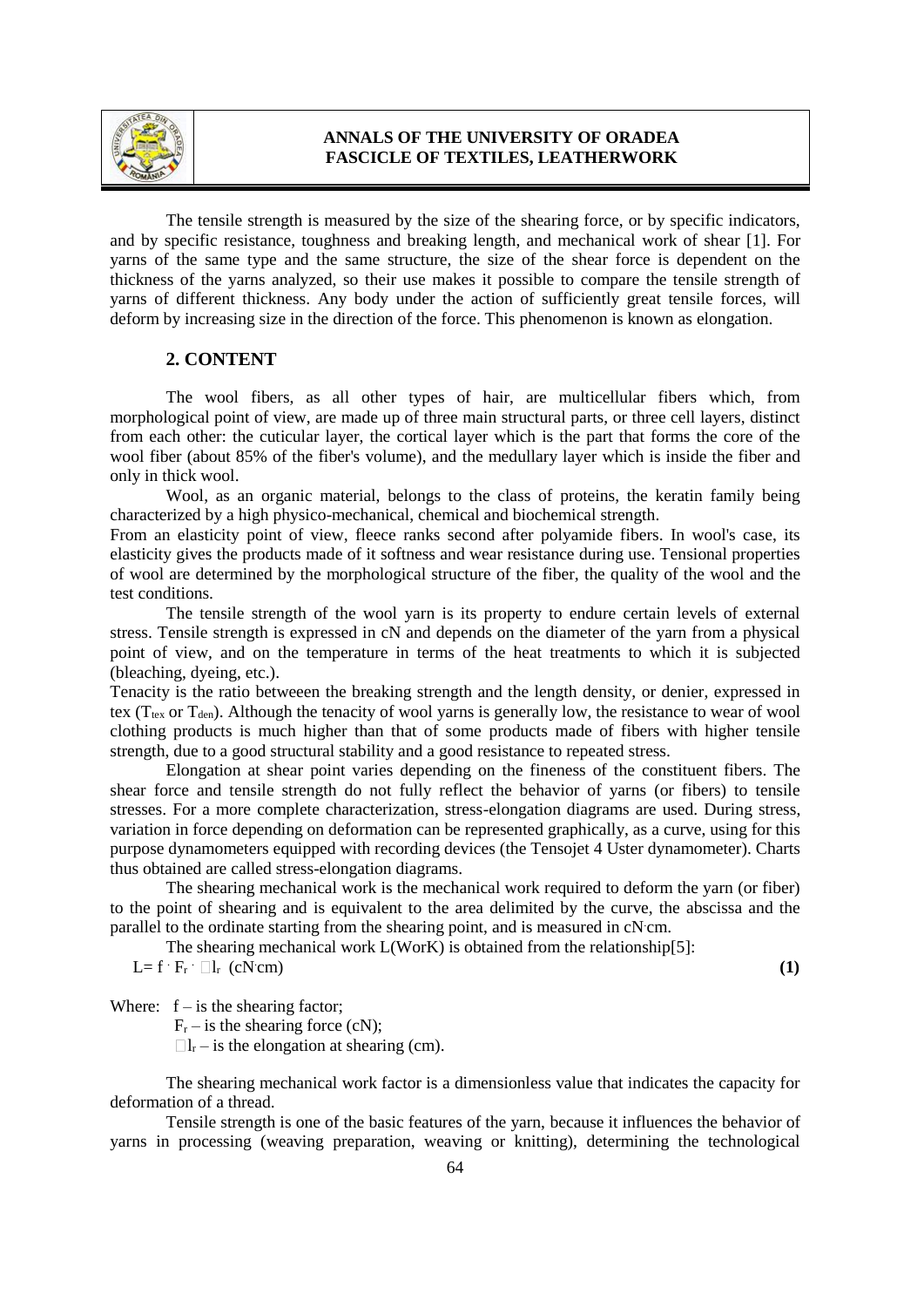The tensile strength is measured by the size of the shearing force, or by specific indicators, and by specific resistance, toughness and breaking length, and mechanical work of shear [1]. For yarns of the same type and the same structure, the size of the shear force is dependent on the thickness of the yarns analyzed, so their use makes it possible to compare the tensile strength of yarns of different thickness. Any body under the action of sufficiently great tensile forces, will deform by increasing size in the direction of the force. This phenomenon is known as elongation.

## 2. CONTENT

The wool fibers, as all other types of hair, are multicellular fibers which, from morphological point of view, are made up of three main structural parts, or three cell layers, distinct from each other: the cuticular layer, the cortical layer which is the part that forms the core of the wool fiber (about 85% of the fiber's volume), and the medullary layer which is inside the fiber and only in thick wool.

Wool, as an organic material, belongs to the class of proteins, the keratin family being characterized by a high physico-mechanical, chemical and biochemical strength.

From an elasticity point of view, fleece ranks second after polyamide fibers. In wool's case, its elasticity gives the products made of it softness and wear resistance during use. Tensional properties of wool are determined by the morphological structure of the fiber, the quality of the wool and the test conditions.

The tensile strength of the wool yarn is its property to endure certain levels of external stress. Tensile strength is expressed in cN and depends on the diameter of the yarn from a physical point of view, and on the temperature in terms of the heat treatments to which it is subjected (bleaching, dyeing, etc.).

Tenacity is the ratio betweeen the breaking strength and the length density, or denier, expressed in tex ($T_{tex}$ or $T_{den}$). Although the tenacity of wool yarns is generally low, the resistance to wear of wool clothing products is much higher than that of some products made of fibers with higher tensile strength, due to a good structural stability and a good resistance to repeated stress.

Elongation at shear point varies depending on the fineness of the constituent fibers. The shear force and tensile strength do not fully reflect the behavior of yarns (or fibers) to tensile stresses. For a more complete characterization, stress-elongation diagrams are used. During stress, variation in force depending on deformation can be represented graphically, as a curve, using for this purpose dynamometers equipped with recording devices (the Tensojet 4 Uster dynamometer). Charts thus obtained are called stress-elongation diagrams.

The shearing mechanical work is the mechanical work required to deform the yarn (or fiber) to the point of shearing and is equivalent to the area delimited by the curve, the abscissa and the parallel to the ordinate starting from the shearing point, and is measured in cN·cm.

The shearing mechanical work L(WorK) is obtained from the relationship[5]:

$$L = f \cdot F_r \cdot \Delta l_r \ \ (cN \cdot cm) \quad (1)$$

Where: $f$ – is the shearing factor;

$F_r$ – is the shearing force (cN);

$\Delta l_r$ – is the elongation at shearing (cm).

The shearing mechanical work factor is a dimensionless value that indicates the capacity for deformation of a thread.

Tensile strength is one of the basic features of the yarn, because it influences the behavior of yarns in processing (weaving preparation, weaving or knitting), determining the technological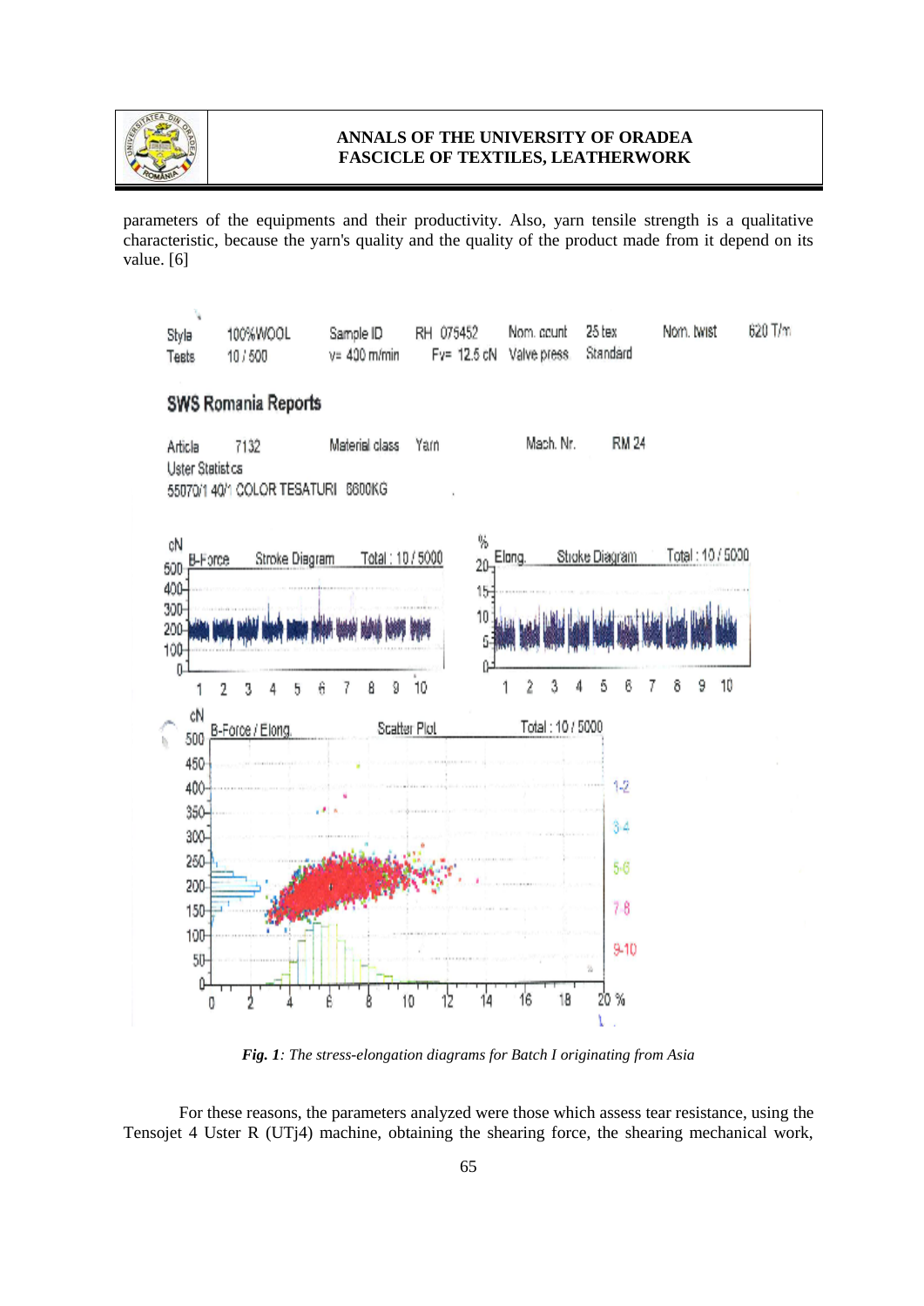parameters of the equipments and their productivity. Also, yarn tensile strength is a qualitative characteristic, because the yarn's quality and the quality of the product made from it depend on its value. [6]

| Style | 100%WOOL | Sample ID | RH 075452 | Nom. count | 25 tex | Nom. twist | 620 T/m |
|---|---|---|---|---|---|---|---|
| Tests | 10 / 500 | v= 400 m/min | Fv= 12.5 cN | Valve press | Standard | | |

**SWS Romania Reports**

Article 7132 Material class Yarn Mach. Nr. RM 24

Uster Statistics

55070/1 40/1 COLOR TESATURI 8600KG

*Fig. 1: The stress-elongation diagrams for Batch I originating from Asia*

For these reasons, the parameters analyzed were those which assess tear resistance, using the Tensojet 4 Uster R (UTj4) machine, obtaining the shearing force, the shearing mechanical work,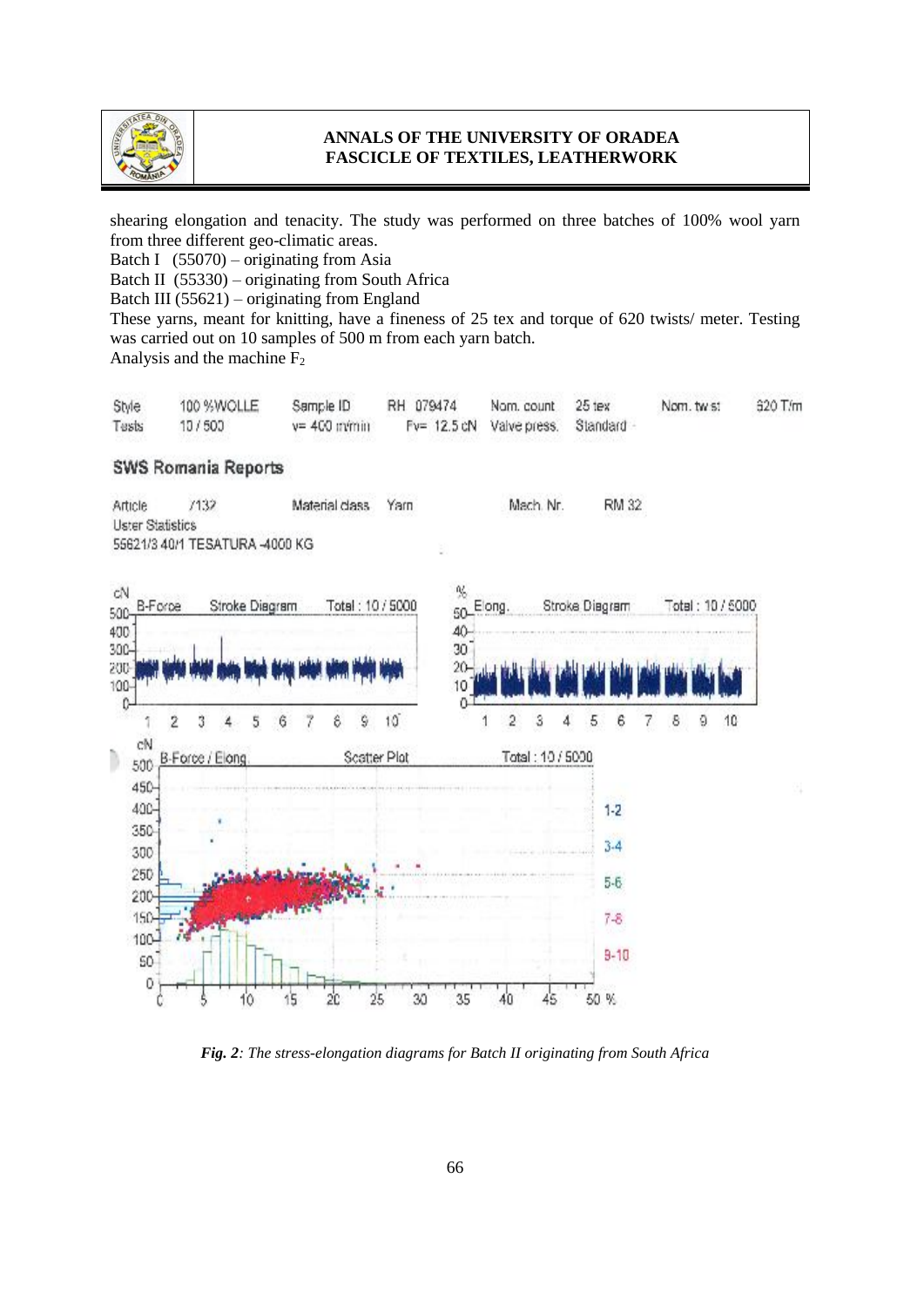shearing elongation and tenacity. The study was performed on three batches of 100% wool yarn from three different geo-climatic areas.

Batch I (55070) – originating from Asia

Batch II (55330) – originating from South Africa

Batch III (55621) – originating from England

These yarns, meant for knitting, have a fineness of 25 tex and torque of 620 twists/ meter. Testing was carried out on 10 samples of 500 m from each yarn batch.

Analysis and the machine $F_2$

| Style | 100 %WOLLE | Sample ID | RH 079474 | Nom. count | 25 tex | Nom. twist | 620 T/m |
|---|---|---|---|---|---|---|---|
| Tests | 10 / 500 | v= 400 m/min | Fv= 12.5 cN | Valve press. | Standard | | |

**SWS Romania Reports**

Article /132 Material class Yarn Mach. Nr. RM 32

Uster Statistics

55621/3 40/1 TESATURA -4000 KG

*Fig. 2: The stress-elongation diagrams for Batch II originating from South Africa*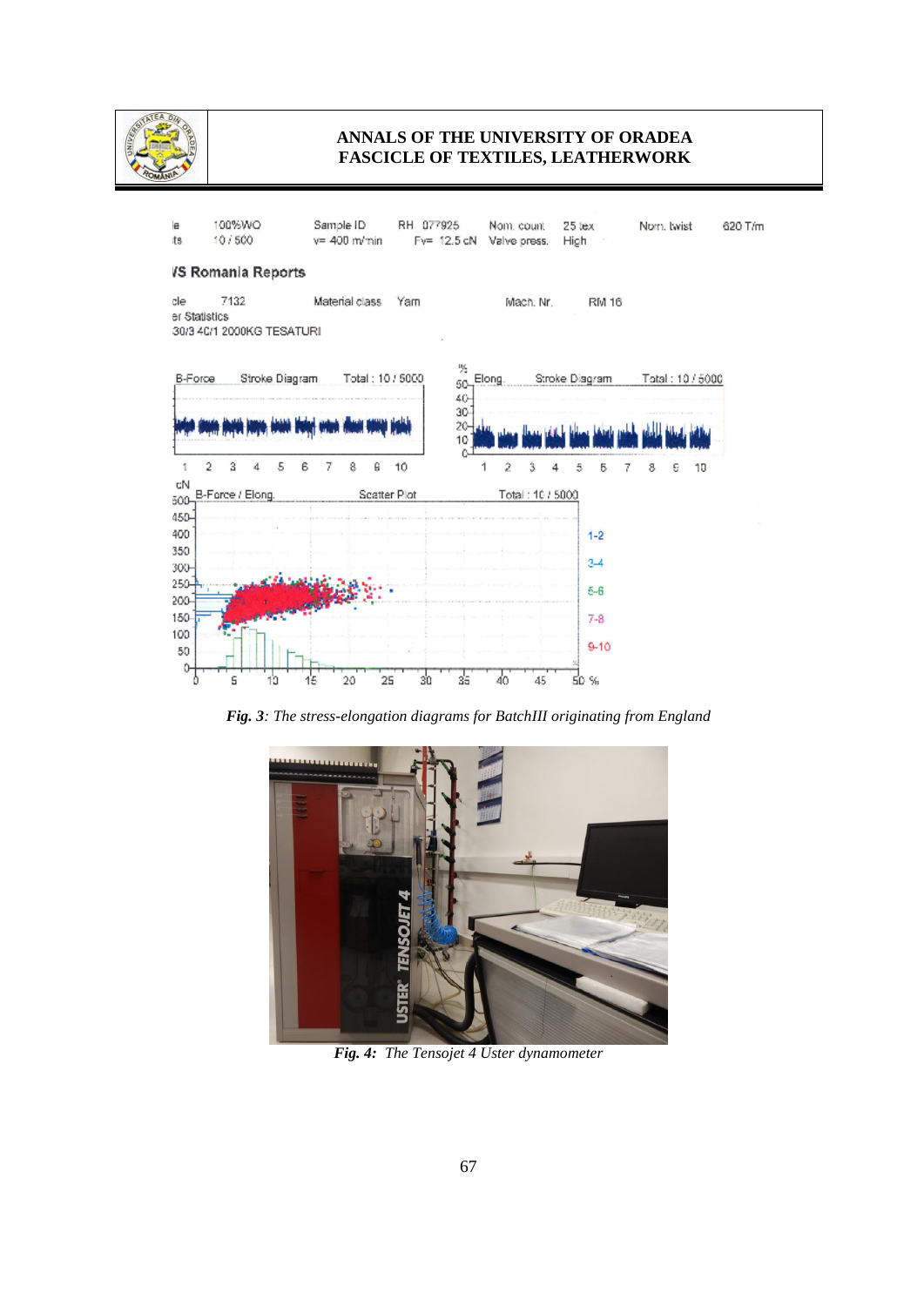*Fig. 3: The stress-elongation diagrams for BatchIII originating from England*

*Fig. 4: The Tensojet 4 Uster dynamometer*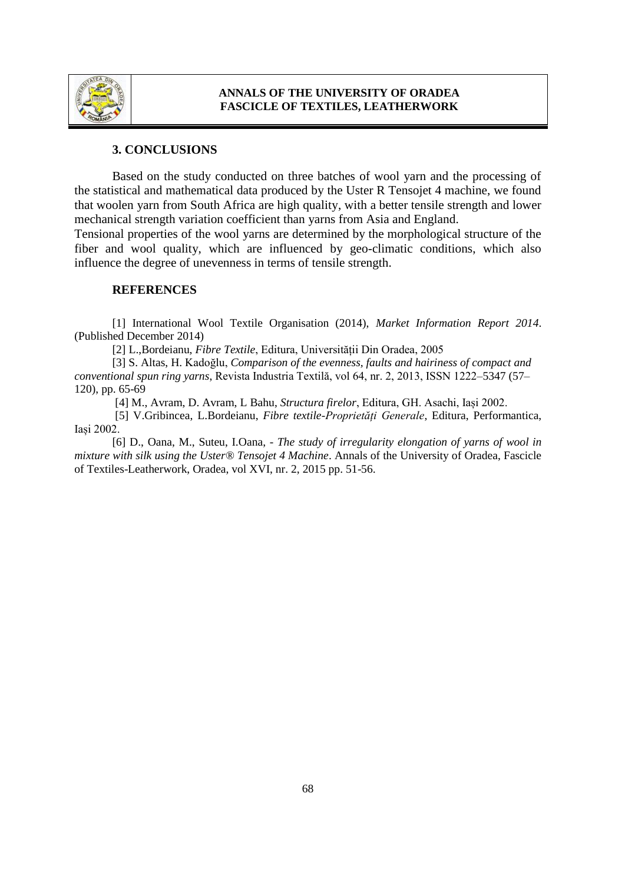## 3. CONCLUSIONS

Based on the study conducted on three batches of wool yarn and the processing of the statistical and mathematical data produced by the Uster R Tensojet 4 machine, we found that woolen yarn from South Africa are high quality, with a better tensile strength and lower mechanical strength variation coefficient than yarns from Asia and England.

Tensional properties of the wool yarns are determined by the morphological structure of the fiber and wool quality, which are influenced by geo-climatic conditions, which also influence the degree of unevenness in terms of tensile strength.

## REFERENCES

[1] International Wool Textile Organisation (2014), *Market Information Report 2014*. (Published December 2014)

[2] L.,Bordeianu, *Fibre Textile*, Editura, Universității Din Oradea, 2005

[3] S. Altas, H. Kadoğlu, *Comparison of the evenness, faults and hairiness of compact and conventional spun ring yarns*, Revista Industria Textilă, vol 64, nr. 2, 2013, ISSN 1222–5347 (57–120), pp. 65-69

[4] M., Avram, D. Avram, L Bahu, *Structura firelor*, Editura, GH. Asachi, Iași 2002.

[5] V.Gribincea, L.Bordeianu, *Fibre textile-Proprietăți Generale*, Editura, Performantica, Iași 2002.

[6] D., Oana, M., Suteu, I.Oana, - *The study of irregularity elongation of yarns of wool in mixture with silk using the Uster® Tensojet 4 Machine*. Annals of the University of Oradea, Fascicle of Textiles-Leatherwork, Oradea, vol XVI, nr. 2, 2015 pp. 51-56.